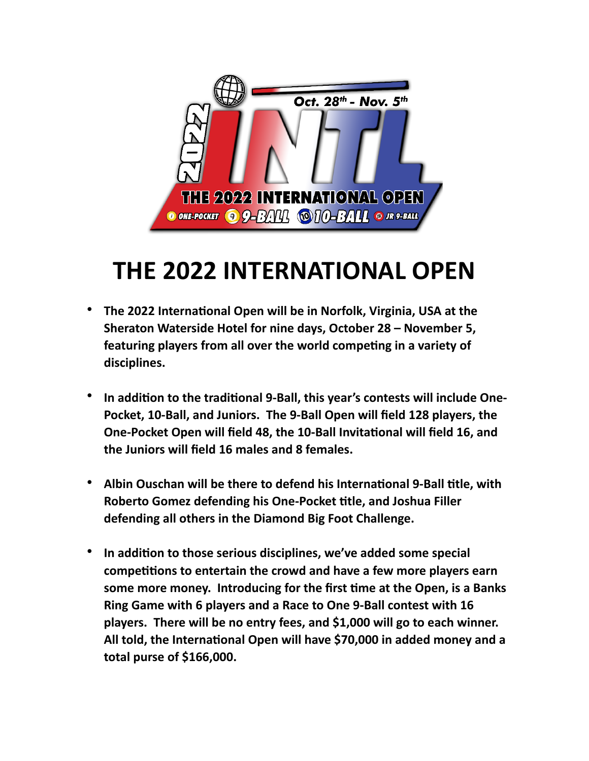# THE 2022 INTERNATIONAL OPEN

- **The 2022 International Open will be in Norfolk, Virginia, USA at the Sheraton Waterside Hotel for nine days, October 28 – November 5, featuring players from all over the world competing in a variety of disciplines.**

- **In addition to the traditional 9-Ball, this year's contests will include One-Pocket, 10-Ball, and Juniors. The 9-Ball Open will field 128 players, the One-Pocket Open will field 48, the 10-Ball Invitational will field 16, and the Juniors will field 16 males and 8 females.**

- **Albin Ouschan will be there to defend his International 9-Ball title, with Roberto Gomez defending his One-Pocket title, and Joshua Filler defending all others in the Diamond Big Foot Challenge.**

- **In addition to those serious disciplines, we've added some special competitions to entertain the crowd and have a few more players earn some more money. Introducing for the first time at the Open, is a Banks Ring Game with 6 players and a Race to One 9-Ball contest with 16 players. There will be no entry fees, and $1,000 will go to each winner. All told, the International Open will have $70,000 in added money and a total purse of $166,000.**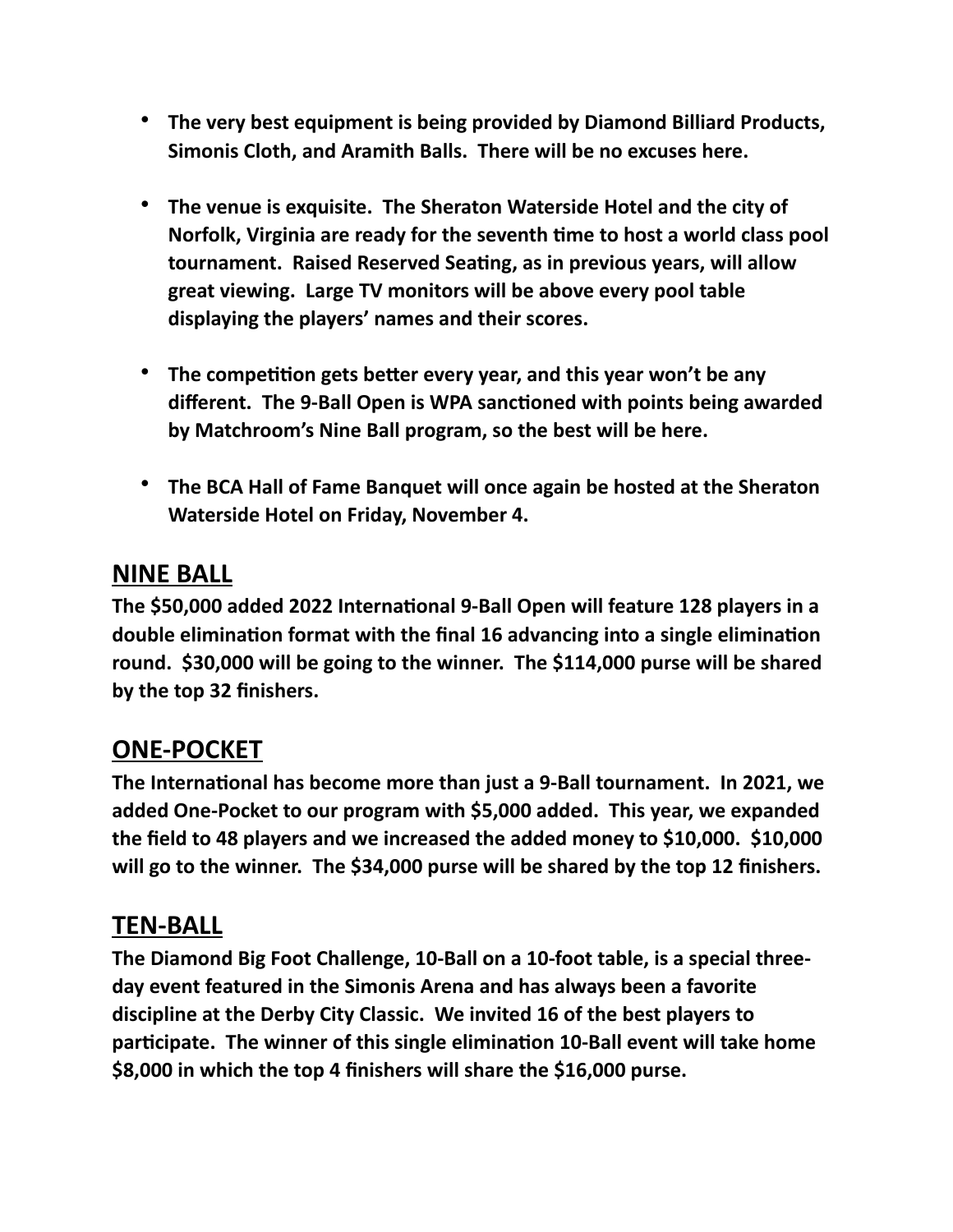- **The very best equipment is being provided by Diamond Billiard Products, Simonis Cloth, and Aramith Balls. There will be no excuses here.**

- **The venue is exquisite. The Sheraton Waterside Hotel and the city of Norfolk, Virginia are ready for the seventh time to host a world class pool tournament. Raised Reserved Seating, as in previous years, will allow great viewing. Large TV monitors will be above every pool table displaying the players' names and their scores.**

- **The competition gets better every year, and this year won't be any different. The 9-Ball Open is WPA sanctioned with points being awarded by Matchroom's Nine Ball program, so the best will be here.**

- **The BCA Hall of Fame Banquet will once again be hosted at the Sheraton Waterside Hotel on Friday, November 4.**

## NINE BALL

**The $50,000 added 2022 International 9-Ball Open will feature 128 players in a double elimination format with the final 16 advancing into a single elimination round. $30,000 will be going to the winner. The $114,000 purse will be shared by the top 32 finishers.**

## ONE-POCKET

**The International has become more than just a 9-Ball tournament. In 2021, we added One-Pocket to our program with $5,000 added. This year, we expanded the field to 48 players and we increased the added money to $10,000. $10,000 will go to the winner. The $34,000 purse will be shared by the top 12 finishers.**

## TEN-BALL

**The Diamond Big Foot Challenge, 10-Ball on a 10-foot table, is a special three-day event featured in the Simonis Arena and has always been a favorite discipline at the Derby City Classic. We invited 16 of the best players to participate. The winner of this single elimination 10-Ball event will take home $8,000 in which the top 4 finishers will share the $16,000 purse.**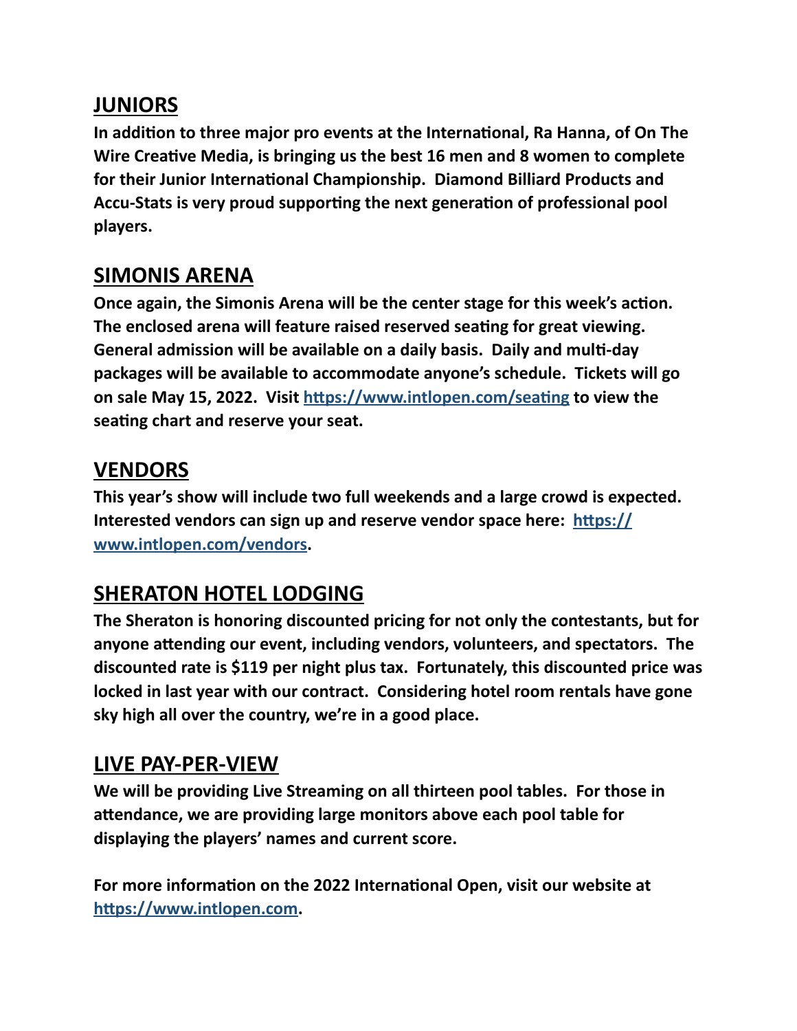## JUNIORS

**In addition to three major pro events at the International, Ra Hanna, of On The Wire Creative Media, is bringing us the best 16 men and 8 women to complete for their Junior International Championship. Diamond Billiard Products and Accu-Stats is very proud supporting the next generation of professional pool players.**

## SIMONIS ARENA

**Once again, the Simonis Arena will be the center stage for this week's action. The enclosed arena will feature raised reserved seating for great viewing. General admission will be available on a daily basis. Daily and multi-day packages will be available to accommodate anyone's schedule. Tickets will go on sale May 15, 2022. Visit [https://www.intlopen.com/seating](https://www.intlopen.com/seating) to view the seating chart and reserve your seat.**

## VENDORS

**This year's show will include two full weekends and a large crowd is expected. Interested vendors can sign up and reserve vendor space here: [https://www.intlopen.com/vendors](https://www.intlopen.com/vendors).**

## SHERATON HOTEL LODGING

**The Sheraton is honoring discounted pricing for not only the contestants, but for anyone attending our event, including vendors, volunteers, and spectators. The discounted rate is $119 per night plus tax. Fortunately, this discounted price was locked in last year with our contract. Considering hotel room rentals have gone sky high all over the country, we're in a good place.**

## LIVE PAY-PER-VIEW

**We will be providing Live Streaming on all thirteen pool tables. For those in attendance, we are providing large monitors above each pool table for displaying the players' names and current score.**

**For more information on the 2022 International Open, visit our website at [https://www.intlopen.com](https://www.intlopen.com).**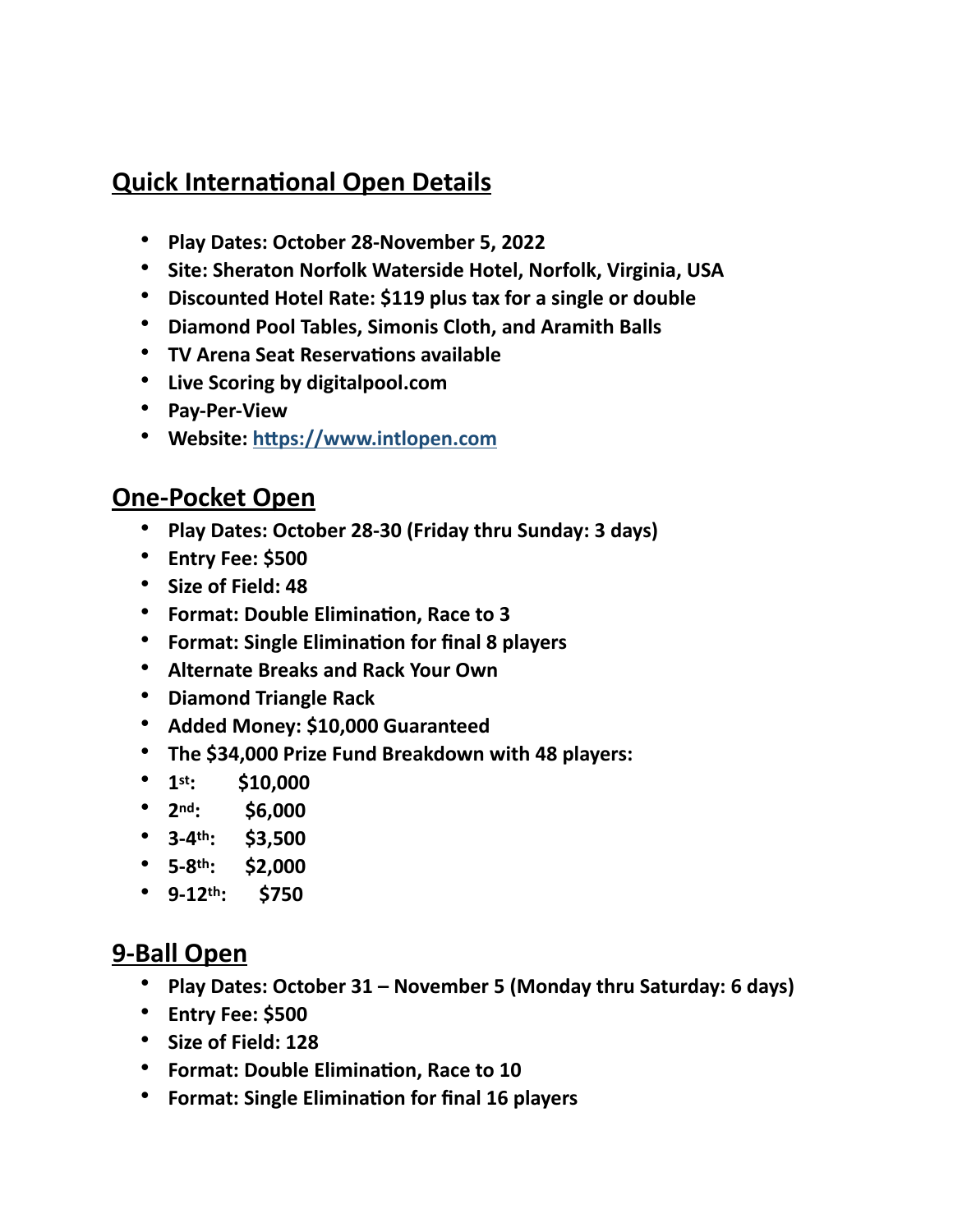## Quick International Open Details

- **Play Dates: October 28-November 5, 2022**
- **Site: Sheraton Norfolk Waterside Hotel, Norfolk, Virginia, USA**
- **Discounted Hotel Rate: $119 plus tax for a single or double**
- **Diamond Pool Tables, Simonis Cloth, and Aramith Balls**
- **TV Arena Seat Reservations available**
- **Live Scoring by digitalpool.com**
- **Pay-Per-View**
- **Website: https://www.intlopen.com**

## One-Pocket Open

- **Play Dates: October 28-30 (Friday thru Sunday: 3 days)**
- **Entry Fee: $500**
- **Size of Field: 48**
- **Format: Double Elimination, Race to 3**
- **Format: Single Elimination for final 8 players**
- **Alternate Breaks and Rack Your Own**
- **Diamond Triangle Rack**
- **Added Money: $10,000 Guaranteed**
- **The $34,000 Prize Fund Breakdown with 48 players:**
- **1st: $10,000**
- **2nd: $6,000**
- **3-4th: $3,500**
- **5-8th: $2,000**
- **9-12th: $750**

## 9-Ball Open

- **Play Dates: October 31 – November 5 (Monday thru Saturday: 6 days)**
- **Entry Fee: $500**
- **Size of Field: 128**
- **Format: Double Elimination, Race to 10**
- **Format: Single Elimination for final 16 players**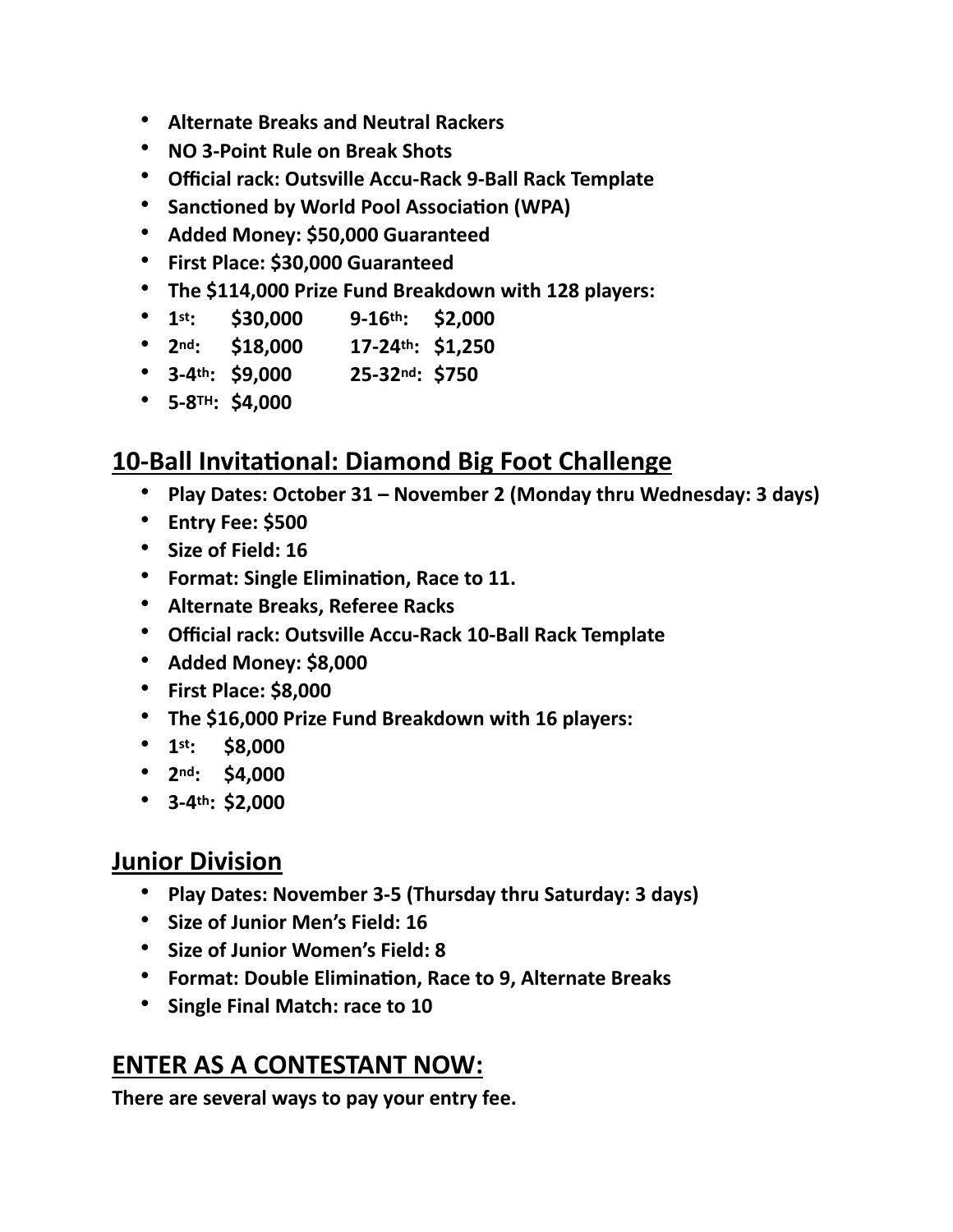- **Alternate Breaks and Neutral Rackers**
- **NO 3-Point Rule on Break Shots**
- **Official rack: Outsville Accu-Rack 9-Ball Rack Template**
- **Sanctioned by World Pool Association (WPA)**
- **Added Money: $50,000 Guaranteed**
- **First Place: $30,000 Guaranteed**
- **The $114,000 Prize Fund Breakdown with 128 players:**
- **1st: $30,000 9-16th: $2,000**
- **2nd: $18,000 17-24th: $1,250**
- **3-4th: $9,000 25-32nd: $750**
- **5-8TH: $4,000**

## 10-Ball Invitational: Diamond Big Foot Challenge

- **Play Dates: October 31 – November 2 (Monday thru Wednesday: 3 days)**
- **Entry Fee: $500**
- **Size of Field: 16**
- **Format: Single Elimination, Race to 11.**
- **Alternate Breaks, Referee Racks**
- **Official rack: Outsville Accu-Rack 10-Ball Rack Template**
- **Added Money: $8,000**
- **First Place: $8,000**
- **The $16,000 Prize Fund Breakdown with 16 players:**
- **1st: $8,000**
- **2nd: $4,000**
- **3-4th: $2,000**

## Junior Division

- **Play Dates: November 3-5 (Thursday thru Saturday: 3 days)**
- **Size of Junior Men's Field: 16**
- **Size of Junior Women's Field: 8**
- **Format: Double Elimination, Race to 9, Alternate Breaks**
- **Single Final Match: race to 10**

## ENTER AS A CONTESTANT NOW:

**There are several ways to pay your entry fee.**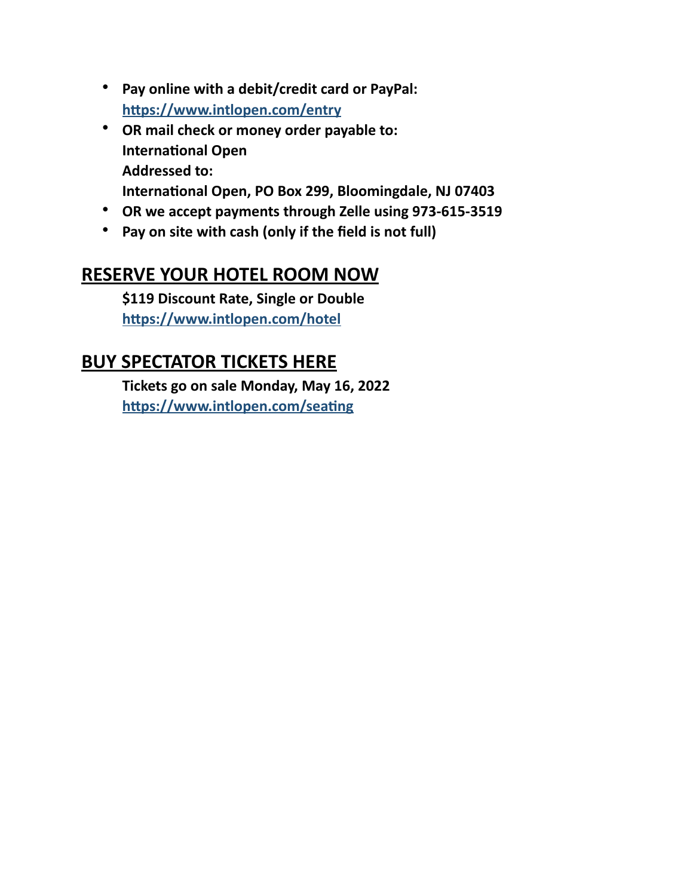- **Pay online with a debit/credit card or PayPal:**
  **https://www.intlopen.com/entry**
- **OR mail check or money order payable to:**
  **International Open**
  **Addressed to:**
  **International Open, PO Box 299, Bloomingdale, NJ 07403**
- **OR we accept payments through Zelle using 973-615-3519**
- **Pay on site with cash (only if the field is not full)**

## RESERVE YOUR HOTEL ROOM NOW

**$119 Discount Rate, Single or Double**
**https://www.intlopen.com/hotel**

## BUY SPECTATOR TICKETS HERE

**Tickets go on sale Monday, May 16, 2022**
**https://www.intlopen.com/seating**